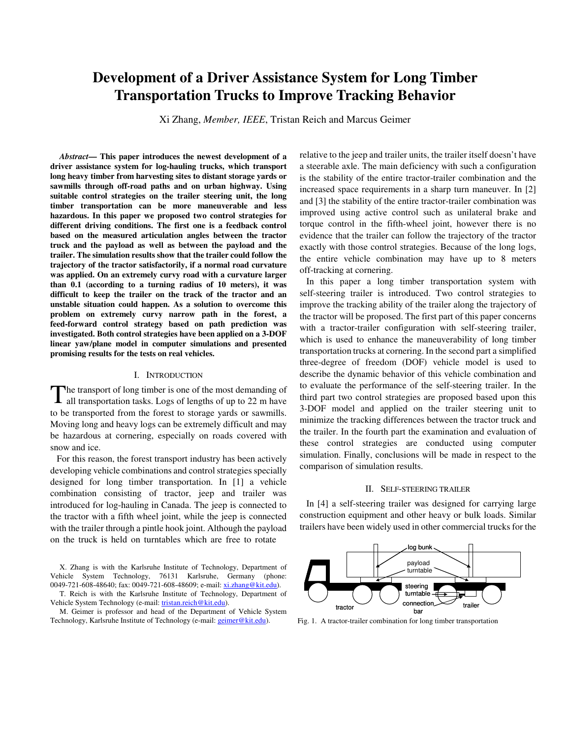# Development of a Driver Assistance System for Long Timber Transportation Trucks to Improve Tracking Behavior

Xi Zhang, *Member, IEEE*, Tristan Reich and Marcus Geimer

***Abstract*— This paper introduces the newest development of a driver assistance system for log-hauling trucks, which transport long heavy timber from harvesting sites to distant storage yards or sawmills through off-road paths and on urban highway. Using suitable control strategies on the trailer steering unit, the long timber transportation can be more maneuverable and less hazardous. In this paper we proposed two control strategies for different driving conditions. The first one is a feedback control based on the measured articulation angles between the tractor truck and the payload as well as between the payload and the trailer. The simulation results show that the trailer could follow the trajectory of the tractor satisfactorily, if a normal road curvature was applied. On an extremely curvy road with a curvature larger than 0.1 (according to a turning radius of 10 meters), it was difficult to keep the trailer on the track of the tractor and an unstable situation could happen. As a solution to overcome this problem on extremely curvy narrow path in the forest, a feed-forward control strategy based on path prediction was investigated. Both control strategies have been applied on a 3-DOF linear yaw/plane model in computer simulations and presented promising results for the tests on real vehicles.**

## I. Introduction

The transport of long timber is one of the most demanding of all transportation tasks. Logs of lengths of up to 22 m have to be transported from the forest to storage yards or sawmills. Moving long and heavy logs can be extremely difficult and may be hazardous at cornering, especially on roads covered with snow and ice.

For this reason, the forest transport industry has been actively developing vehicle combinations and control strategies specially designed for long timber transportation. In [1] a vehicle combination consisting of tractor, jeep and trailer was introduced for log-hauling in Canada. The jeep is connected to the tractor with a fifth wheel joint, while the jeep is connected with the trailer through a pintle hook joint. Although the payload on the truck is held on turntables which are free to rotate relative to the jeep and trailer units, the trailer itself doesn't have a steerable axle. The main deficiency with such a configuration is the stability of the entire tractor-trailer combination and the increased space requirements in a sharp turn maneuver. In [2] and [3] the stability of the entire tractor-trailer combination was improved using active control such as unilateral brake and torque control in the fifth-wheel joint, however there is no evidence that the trailer can follow the trajectory of the tractor exactly with those control strategies. Because of the long logs, the entire vehicle combination may have up to 8 meters off-tracking at cornering.

In this paper a long timber transportation system with self-steering trailer is introduced. Two control strategies to improve the tracking ability of the trailer along the trajectory of the tractor will be proposed. The first part of this paper concerns with a tractor-trailer configuration with self-steering trailer, which is used to enhance the maneuverability of long timber transportation trucks at cornering. In the second part a simplified three-degree of freedom (DOF) vehicle model is used to describe the dynamic behavior of this vehicle combination and to evaluate the performance of the self-steering trailer. In the third part two control strategies are proposed based upon this 3-DOF model and applied on the trailer steering unit to minimize the tracking differences between the tractor truck and the trailer. In the fourth part the examination and evaluation of these control strategies are conducted using computer simulation. Finally, conclusions will be made in respect to the comparison of simulation results.

## II. Self-steering trailer

In [4] a self-steering trailer was designed for carrying large construction equipment and other heavy or bulk loads. Similar trailers have been widely used in other commercial trucks for the

log bunk
payload turntable
steering turntable
connection bar
tractor
trailer

Fig. 1. A tractor-trailer combination for long timber transportation

X. Zhang is with the Karlsruhe Institute of Technology, Department of Vehicle System Technology, 76131 Karlsruhe, Germany (phone: 0049-721-608-48640; fax: 0049-721-608-48609; e-mail: xi.zhang@kit.edu).

T. Reich is with the Karlsruhe Institute of Technology, Department of Vehicle System Technology (e-mail: tristan.reich@kit.edu).

M. Geimer is professor and head of the Department of Vehicle System Technology, Karlsruhe Institute of Technology (e-mail: geimer@kit.edu).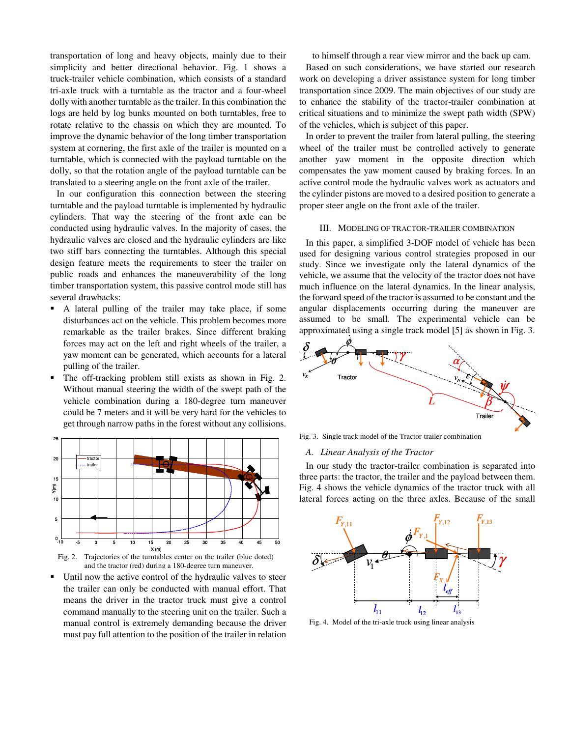transportation of long and heavy objects, mainly due to their simplicity and better directional behavior. Fig. 1 shows a truck-trailer vehicle combination, which consists of a standard tri-axle truck with a turntable as the tractor and a four-wheel dolly with another turntable as the trailer. In this combination the logs are held by log bunks mounted on both turntables, free to rotate relative to the chassis on which they are mounted. To improve the dynamic behavior of the long timber transportation system at cornering, the first axle of the trailer is mounted on a turntable, which is connected with the payload turntable on the dolly, so that the rotation angle of the payload turntable can be translated to a steering angle on the front axle of the trailer.

In our configuration this connection between the steering turntable and the payload turntable is implemented by hydraulic cylinders. That way the steering of the front axle can be conducted using hydraulic valves. In the majority of cases, the hydraulic valves are closed and the hydraulic cylinders are like two stiff bars connecting the turntables. Although this special design feature meets the requirements to steer the trailer on public roads and enhances the maneuverability of the long timber transportation system, this passive control mode still has several drawbacks:

- A lateral pulling of the trailer may take place, if some disturbances act on the vehicle. This problem becomes more remarkable as the trailer brakes. Since different braking forces may act on the left and right wheels of the trailer, a yaw moment can be generated, which accounts for a lateral pulling of the trailer.
- The off-tracking problem still exists as shown in Fig. 2. Without manual steering the width of the swept path of the vehicle combination during a 180-degree turn maneuver could be 7 meters and it will be very hard for the vehicles to get through narrow paths in the forest without any collisions.

Fig. 2. Trajectories of the turntables center on the trailer (blue doted) and the tractor (red) during a 180-degree turn maneuver.

- Until now the active control of the hydraulic valves to steer the trailer can only be conducted with manual effort. That means the driver in the tractor truck must give a control command manually to the steering unit on the trailer. Such a manual control is extremely demanding because the driver must pay full attention to the position of the trailer in relation to himself through a rear view mirror and the back up cam.

Based on such considerations, we have started our research work on developing a driver assistance system for long timber transportation since 2009. The main objectives of our study are to enhance the stability of the tractor-trailer combination at critical situations and to minimize the swept path width (SPW) of the vehicles, which is subject of this paper.

In order to prevent the trailer from lateral pulling, the steering wheel of the trailer must be controlled actively to generate another yaw moment in the opposite direction which compensates the yaw moment caused by braking forces. In an active control mode the hydraulic valves work as actuators and the cylinder pistons are moved to a desired position to generate a proper steer angle on the front axle of the trailer.

## III. Modeling of Tractor-Trailer Combination

In this paper, a simplified 3-DOF model of vehicle has been used for designing various control strategies proposed in our study. Since we investigate only the lateral dynamics of the vehicle, we assume that the velocity of the tractor does not have much influence on the lateral dynamics. In the linear analysis, the forward speed of the tractor is assumed to be constant and the angular displacements occurring during the maneuver are assumed to be small. The experimental vehicle can be approximated using a single track model [5] as shown in Fig. 3.

Fig. 3. Single track model of the Tractor-trailer combination

### A. *Linear Analysis of the Tractor*

In our study the tractor-trailer combination is separated into three parts: the tractor, the trailer and the payload between them. Fig. 4 shows the vehicle dynamics of the tractor truck with all lateral forces acting on the three axles. Because of the small

Fig. 4. Model of the tri-axle truck using linear analysis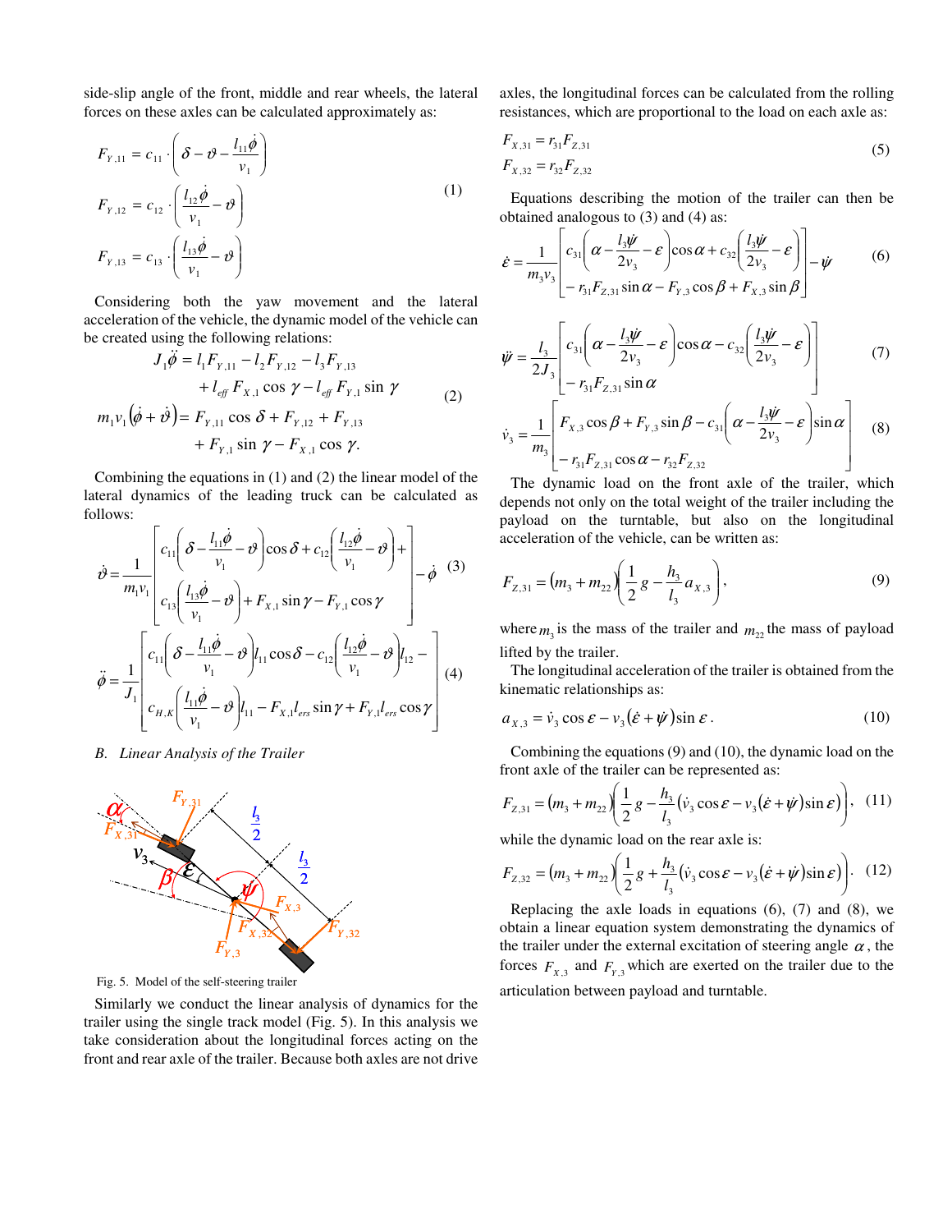side-slip angle of the front, middle and rear wheels, the lateral forces on these axles can be calculated approximately as:

$$
\begin{aligned}
F_{Y,11} &= c_{11} \cdot \left( \delta - \vartheta - \frac{l_{11}\dot{\phi}}{v_1} \right) \\
F_{Y,12} &= c_{12} \cdot \left( \frac{l_{12}\dot{\phi}}{v_1} - \vartheta \right) \\
F_{Y,13} &= c_{13} \cdot \left( \frac{l_{13}\dot{\phi}}{v_1} - \vartheta \right)
\end{aligned} \tag{1}
$$

Considering both the yaw movement and the lateral acceleration of the vehicle, the dynamic model of the vehicle can be created using the following relations:

$$
\begin{aligned}
J_1\ddot{\phi} &= l_1 F_{Y,11} - l_2 F_{Y,12} - l_3 F_{Y,13} \\
&\quad + l_{eff} F_{X,1}\cos\gamma - l_{eff} F_{Y,1}\sin\gamma \\
m_1 v_1 \left(\dot{\phi} + \dot{\vartheta}\right) &= F_{Y,11}\cos\delta + F_{Y,12} + F_{Y,13} \\
&\quad + F_{Y,1}\sin\gamma - F_{X,1}\cos\gamma.
\end{aligned} \tag{2}
$$

Combining the equations in (1) and (2) the linear model of the lateral dynamics of the leading truck can be calculated as follows:

$$
\dot{\vartheta} = \frac{1}{m_1 v_1}\left[ \begin{array}{l} c_{11}\left(\delta - \frac{l_{11}\dot{\phi}}{v_1} - \vartheta\right)\cos\delta + c_{12}\left(\frac{l_{12}\dot{\phi}}{v_1} - \vartheta\right) + \\ c_{13}\left(\frac{l_{13}\dot{\phi}}{v_1} - \vartheta\right) + F_{X,1}\sin\gamma - F_{Y,1}\cos\gamma \end{array} \right] - \dot{\phi} \tag{3}
$$

$$
\ddot{\phi} = \frac{1}{J_1}\left[ \begin{array}{l} c_{11}\left(\delta - \frac{l_{11}\dot{\phi}}{v_1} - \vartheta\right) l_{11}\cos\delta - c_{12}\left(\frac{l_{12}\dot{\phi}}{v_1} - \vartheta\right) l_{12} - \\ c_{H,K}\left(\frac{l_{11}\dot{\phi}}{v_1} - \vartheta\right) l_{11} - F_{X,1} l_{ers}\sin\gamma + F_{Y,1} l_{ers}\cos\gamma \end{array} \right] \tag{4}
$$

### B. *Linear Analysis of the Trailer*

Fig. 5. Model of the self-steering trailer

Similarly we conduct the linear analysis of dynamics for the trailer using the single track model (Fig. 5). In this analysis we take consideration about the longitudinal forces acting on the front and rear axle of the trailer. Because both axles are not drive axles, the longitudinal forces can be calculated from the rolling resistances, which are proportional to the load on each axle as:

$$
\begin{aligned}
F_{X,31} &= r_{31} F_{Z,31} \\
F_{X,32} &= r_{32} F_{Z,32}
\end{aligned} \tag{5}
$$

Equations describing the motion of the trailer can then be obtained analogous to (3) and (4) as:

$$
\dot{\varepsilon} = \frac{1}{m_3 v_3}\left[ \begin{array}{l} c_{31}\left(\alpha - \frac{l_3\dot{\psi}}{2v_3} - \varepsilon\right)\cos\alpha + c_{32}\left(\frac{l_3\dot{\psi}}{2v_3} - \varepsilon\right) \\ - r_{31}F_{Z,31}\sin\alpha - F_{Y,3}\cos\beta + F_{X,3}\sin\beta \end{array} \right] - \dot{\psi} \tag{6}
$$

$$
\ddot{\psi} = \frac{l_3}{2J_3}\left[ \begin{array}{l} c_{31}\left(\alpha - \frac{l_3\dot{\psi}}{2v_3} - \varepsilon\right)\cos\alpha - c_{32}\left(\frac{l_3\dot{\psi}}{2v_3} - \varepsilon\right) \\ - r_{31}F_{Z,31}\sin\alpha \end{array} \right] \tag{7}
$$

$$
\dot{v}_3 = \frac{1}{m_3}\left[ \begin{array}{l} F_{X,3}\cos\beta + F_{Y,3}\sin\beta - c_{31}\left(\alpha - \frac{l_3\dot{\psi}}{2v_3} - \varepsilon\right)\sin\alpha \\ - r_{31}F_{Z,31}\cos\alpha - r_{32}F_{Z,32} \end{array} \right] \tag{8}
$$

The dynamic load on the front axle of the trailer, which depends not only on the total weight of the trailer including the payload on the turntable, but also on the longitudinal acceleration of the vehicle, can be written as:

$$
F_{Z,31} = \left(m_3 + m_{22}\right)\left(\frac{1}{2}g - \frac{h_3}{l_3}a_{X,3}\right), \tag{9}
$$

where $m_3$ is the mass of the trailer and $m_{22}$ the mass of payload lifted by the trailer.

The longitudinal acceleration of the trailer is obtained from the kinematic relationships as:

$$
a_{X,3} = \dot{v}_3\cos\varepsilon - v_3\left(\dot{\varepsilon} + \dot{\psi}\right)\sin\varepsilon. \tag{10}
$$

Combining the equations (9) and (10), the dynamic load on the front axle of the trailer can be represented as:

$$
F_{Z,31} = \left(m_3 + m_{22}\right)\left(\frac{1}{2}g - \frac{h_3}{l_3}\left(\dot{v}_3\cos\varepsilon - v_3\left(\dot{\varepsilon} + \dot{\psi}\right)\sin\varepsilon\right)\right), \tag{11}
$$

while the dynamic load on the rear axle is:

$$
F_{Z,32} = \left(m_3 + m_{22}\right)\left(\frac{1}{2}g + \frac{h_3}{l_3}\left(\dot{v}_3\cos\varepsilon - v_3\left(\dot{\varepsilon} + \dot{\psi}\right)\sin\varepsilon\right)\right). \tag{12}
$$

Replacing the axle loads in equations (6), (7) and (8), we obtain a linear equation system demonstrating the dynamics of the trailer under the external excitation of steering angle $\alpha$, the forces $F_{X,3}$ and $F_{Y,3}$ which are exerted on the trailer due to the articulation between payload and turntable.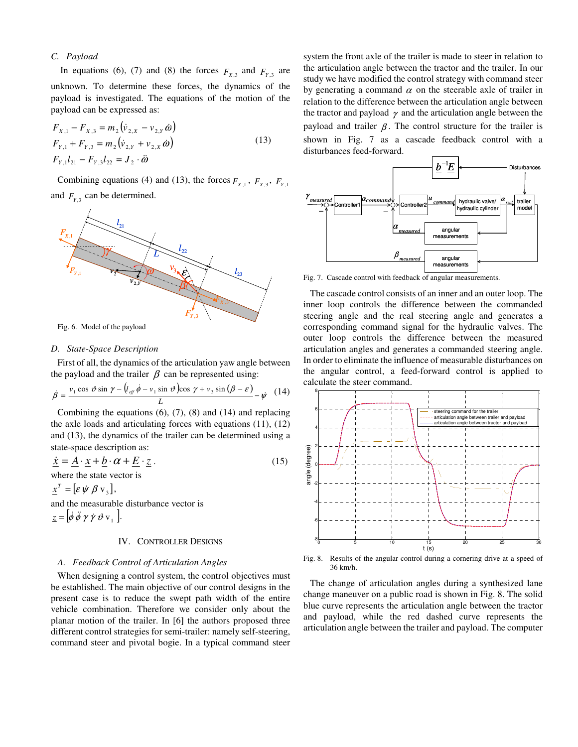### C. Payload

In equations (6), (7) and (8) the forces $F_{X,3}$ and $F_{Y,3}$ are unknown. To determine these forces, the dynamics of the payload is investigated. The equations of the motion of the payload can be expressed as:

$$\begin{aligned} F_{X,1} - F_{X,3} &= m_2\left(\dot{v}_{2,X} - v_{2,Y}\,\dot{\omega}\right) \\ F_{Y,1} + F_{Y,3} &= m_2\left(\dot{v}_{2,Y} + v_{2,X}\,\dot{\omega}\right) \\ F_{Y,1} l_{21} - F_{Y,3} l_{22} &= J_2 \cdot \ddot{\omega} \end{aligned} \tag{13}$$

Combining equations (4) and (13), the forces $F_{X,1}$, $F_{X,3}$, $F_{Y,1}$ and $F_{Y,3}$ can be determined.

Fig. 6. Model of the payload

### D. State-Space Description

First of all, the dynamics of the articulation yaw angle between the payload and the trailer $\beta$ can be represented using:

$$\dot{\beta} = \frac{v_1 \cos\vartheta \sin\gamma - \left(l_{eff}\,\dot{\phi} - v_1 \sin\vartheta\right)\cos\gamma + v_3 \sin(\beta - \varepsilon)}{L} - \dot{\psi} \tag{14}$$

Combining the equations (6), (7), (8) and (14) and replacing the axle loads and articulating forces with equations (11), (12) and (13), the dynamics of the trailer can be determined using a state-space description as:

$$\underline{\dot{x}} = \underline{A} \cdot \underline{x} + \underline{b} \cdot \alpha + \underline{E} \cdot \underline{z}\,. \tag{15}$$

where the state vector is

$\underline{x}^T = [\varepsilon\ \dot{\psi}\ \beta\ \mathrm{v}_3]$,

and the measurable disturbance vector is

$\underline{z} = [\dot{\phi}\ \ddot{\phi}\ \gamma\ \dot{\gamma}\ \vartheta\ \mathrm{v}_1]$.

## IV. Controller Designs

### A. Feedback Control of Articulation Angles

When designing a control system, the control objectives must be established. The main objective of our control designs in the present case is to reduce the swept path width of the entire vehicle combination. Therefore we consider only about the planar motion of the trailer. In [6] the authors proposed three different control strategies for semi-trailer: namely self-steering, command steer and pivotal bogie. In a typical command steer system the front axle of the trailer is made to steer in relation to the articulation angle between the tractor and the trailer. In our study we have modified the control strategy with command steer by generating a command $\alpha$ on the steerable axle of trailer in relation to the difference between the articulation angle between the tractor and payload $\gamma$ and the articulation angle between the payload and trailer $\beta$. The control structure for the trailer is shown in Fig. 7 as a cascade feedback control with a disturbances feed-forward.

Fig. 7. Cascade control with feedback of angular measurements.

The cascade control consists of an inner and an outer loop. The inner loop controls the difference between the commanded steering angle and the real steering angle and generates a corresponding command signal for the hydraulic valves. The outer loop controls the difference between the measured articulation angles and generates a commanded steering angle. In order to eliminate the influence of measurable disturbances on the angular control, a feed-forward control is applied to calculate the steer command.

Fig. 8. Results of the angular control during a cornering drive at a speed of 36 km/h.

The change of articulation angles during a synthesized lane change maneuver on a public road is shown in Fig. 8. The solid blue curve represents the articulation angle between the tractor and payload, while the red dashed curve represents the articulation angle between the trailer and payload. The computer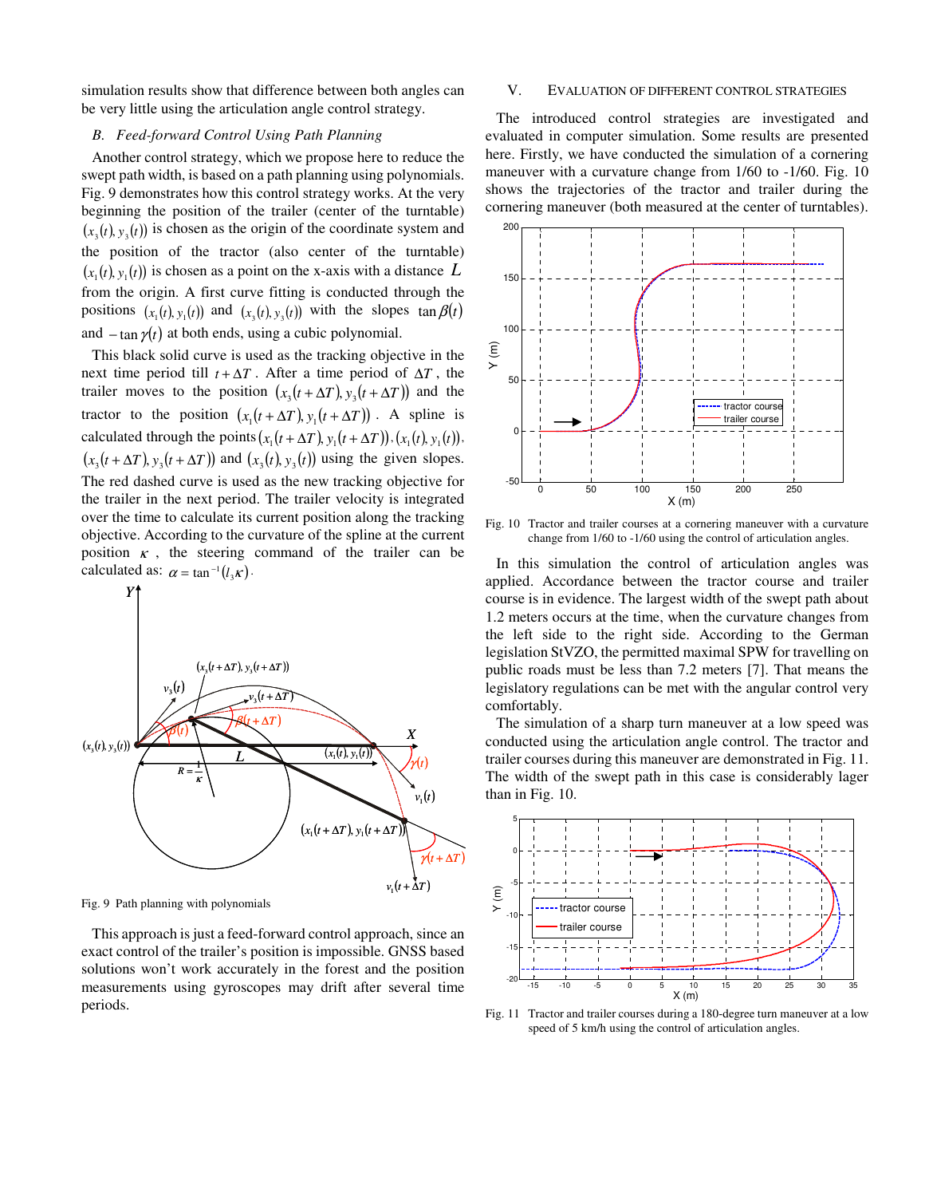simulation results show that difference between both angles can be very little using the articulation angle control strategy.

### B. Feed-forward Control Using Path Planning

Another control strategy, which we propose here to reduce the swept path width, is based on a path planning using polynomials. Fig. 9 demonstrates how this control strategy works. At the very beginning the position of the trailer (center of the turntable) $(x_3(t), y_3(t))$ is chosen as the origin of the coordinate system and the position of the tractor (also center of the turntable) $(x_1(t), y_1(t))$ is chosen as a point on the x-axis with a distance $L$ from the origin. A first curve fitting is conducted through the positions $(x_1(t), y_1(t))$ and $(x_3(t), y_3(t))$ with the slopes $\tan\beta(t)$ and $-\tan\gamma(t)$ at both ends, using a cubic polynomial.

This black solid curve is used as the tracking objective in the next time period till $t+\Delta T$. After a time period of $\Delta T$, the trailer moves to the position $(x_3(t+\Delta T), y_3(t+\Delta T))$ and the tractor to the position $(x_1(t+\Delta T), y_1(t+\Delta T))$. A spline is calculated through the points $(x_1(t+\Delta T), y_1(t+\Delta T))$, $(x_1(t), y_1(t))$, $(x_3(t+\Delta T), y_3(t+\Delta T))$ and $(x_3(t), y_3(t))$ using the given slopes. The red dashed curve is used as the new tracking objective for the trailer in the next period. The trailer velocity is integrated over the time to calculate its current position along the tracking objective. According to the curvature of the spline at the current position $\kappa$, the steering command of the trailer can be calculated as: $\alpha = \tan^{-1}(l_3\kappa)$.

Fig. 9 Path planning with polynomials

This approach is just a feed-forward control approach, since an exact control of the trailer's position is impossible. GNSS based solutions won't work accurately in the forest and the position measurements using gyroscopes may drift after several time periods.

## V. Evaluation of Different Control Strategies

The introduced control strategies are investigated and evaluated in computer simulation. Some results are presented here. Firstly, we have conducted the simulation of a cornering maneuver with a curvature change from 1/60 to -1/60. Fig. 10 shows the trajectories of the tractor and trailer during the cornering maneuver (both measured at the center of turntables).

Fig. 10 Tractor and trailer courses at a cornering maneuver with a curvature change from 1/60 to -1/60 using the control of articulation angles.

In this simulation the control of articulation angles was applied. Accordance between the tractor course and trailer course is in evidence. The largest width of the swept path about 1.2 meters occurs at the time, when the curvature changes from the left side to the right side. According to the German legislation StVZO, the permitted maximal SPW for travelling on public roads must be less than 7.2 meters [7]. That means the legislatory regulations can be met with the angular control very comfortably.

The simulation of a sharp turn maneuver at a low speed was conducted using the articulation angle control. The tractor and trailer courses during this maneuver are demonstrated in Fig. 11. The width of the swept path in this case is considerably lager than in Fig. 10.

Fig. 11 Tractor and trailer courses during a 180-degree turn maneuver at a low speed of 5 km/h using the control of articulation angles.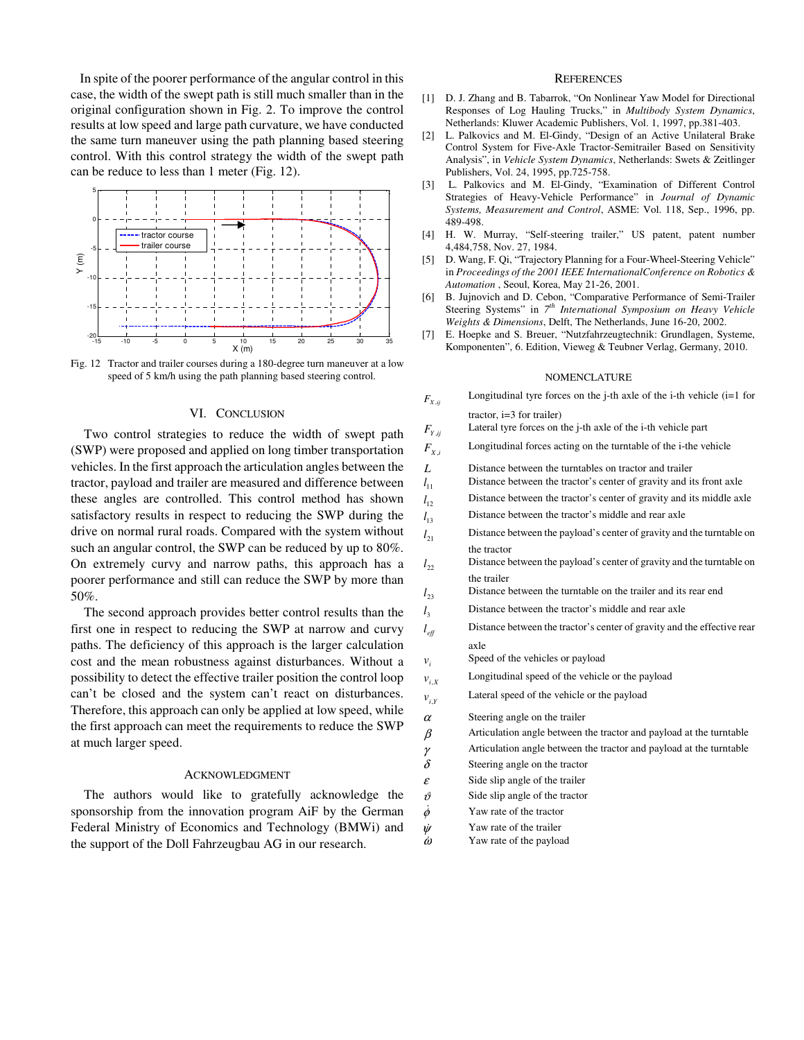In spite of the poorer performance of the angular control in this case, the width of the swept path is still much smaller than in the original configuration shown in Fig. 2. To improve the control results at low speed and large path curvature, we have conducted the same turn maneuver using the path planning based steering control. With this control strategy the width of the swept path can be reduce to less than 1 meter (Fig. 12).

5
0
-5
-10
-15
-20
Y (m)
-15 -10 -5 0 5 10 15 20 25 30 35
X (m)
tractor course
trailer course

Fig. 12 Tractor and trailer courses during a 180-degree turn maneuver at a low speed of 5 km/h using the path planning based steering control.

## VI. Conclusion

Two control strategies to reduce the width of swept path (SWP) were proposed and applied on long timber transportation vehicles. In the first approach the articulation angles between the tractor, payload and trailer are measured and difference between these angles are controlled. This control method has shown satisfactory results in respect to reducing the SWP during the drive on normal rural roads. Compared with the system without such an angular control, the SWP can be reduced by up to 80%. On extremely curvy and narrow paths, this approach has a poorer performance and still can reduce the SWP by more than 50%.

The second approach provides better control results than the first one in respect to reducing the SWP at narrow and curvy paths. The deficiency of this approach is the larger calculation cost and the mean robustness against disturbances. Without a possibility to detect the effective trailer position the control loop can't be closed and the system can't react on disturbances. Therefore, this approach can only be applied at low speed, while the first approach can meet the requirements to reduce the SWP at much larger speed.

## Acknowledgment

The authors would like to gratefully acknowledge the sponsorship from the innovation program AiF by the German Federal Ministry of Economics and Technology (BMWi) and the support of the Doll Fahrzeugbau AG in our research.

## References

[1] D. J. Zhang and B. Tabarrok, "On Nonlinear Yaw Model for Directional Responses of Log Hauling Trucks," in *Multibody System Dynamics*, Netherlands: Kluwer Academic Publishers, Vol. 1, 1997, pp.381-403.

[2] L. Palkovics and M. El-Gindy, "Design of an Active Unilateral Brake Control System for Five-Axle Tractor-Semitrailer Based on Sensitivity Analysis", in *Vehicle System Dynamics*, Netherlands: Swets & Zeitlinger Publishers, Vol. 24, 1995, pp.725-758.

[3] L. Palkovics and M. El-Gindy, "Examination of Different Control Strategies of Heavy-Vehicle Performance" in *Journal of Dynamic Systems, Measurement and Control*, ASME: Vol. 118, Sep., 1996, pp. 489-498.

[4] H. W. Murray, "Self-steering trailer," US patent, patent number 4,484,758, Nov. 27, 1984.

[5] D. Wang, F. Qi, "Trajectory Planning for a Four-Wheel-Steering Vehicle" in *Proceedings of the 2001 IEEE InternationalConference on Robotics & Automation* , Seoul, Korea, May 21-26, 2001.

[6] B. Jujnovich and D. Cebon, "Comparative Performance of Semi-Trailer Steering Systems" in *7th International Symposium on Heavy Vehicle Weights & Dimensions*, Delft, The Netherlands, June 16-20, 2002.

[7] E. Hoepke and S. Breuer, "Nutzfahrzeugtechnik: Grundlagen, Systeme, Komponenten", 6. Edition, Vieweg & Teubner Verlag, Germany, 2010.

## Nomenclature

| | |
|---|---|
| $F_{X,ij}$ | Longitudinal tyre forces on the j-th axle of the i-th vehicle (i=1 for tractor, i=3 for trailer) |
| $F_{Y,ij}$ | Lateral tyre forces on the j-th axle of the i-th vehicle part |
| $F_{X,i}$ | Longitudinal forces acting on the turntable of the i-the vehicle |
| $L$ | Distance between the turntables on tractor and trailer |
| $l_{11}$ | Distance between the tractor's center of gravity and its front axle |
| $l_{12}$ | Distance between the tractor's center of gravity and its middle axle |
| $l_{13}$ | Distance between the tractor's middle and rear axle |
| $l_{21}$ | Distance between the payload's center of gravity and the turntable on the tractor |
| $l_{22}$ | Distance between the payload's center of gravity and the turntable on the trailer |
| $l_{23}$ | Distance between the turntable on the trailer and its rear end |
| $l_3$ | Distance between the tractor's middle and rear axle |
| $l_{eff}$ | Distance between the tractor's center of gravity and the effective rear axle |
| $v_i$ | Speed of the vehicles or payload |
| $v_{i,X}$ | Longitudinal speed of the vehicle or the payload |
| $v_{i,Y}$ | Lateral speed of the vehicle or the payload |
| $\alpha$ | Steering angle on the trailer |
| $\beta$ | Articulation angle between the tractor and payload at the turntable |
| $\gamma$ | Articulation angle between the tractor and payload at the turntable |
| $\delta$ | Steering angle on the tractor |
| $\varepsilon$ | Side slip angle of the trailer |
| $\vartheta$ | Side slip angle of the tractor |
| $\dot{\phi}$ | Yaw rate of the tractor |
| $\dot{\psi}$ | Yaw rate of the trailer |
| $\dot{\omega}$ | Yaw rate of the payload |